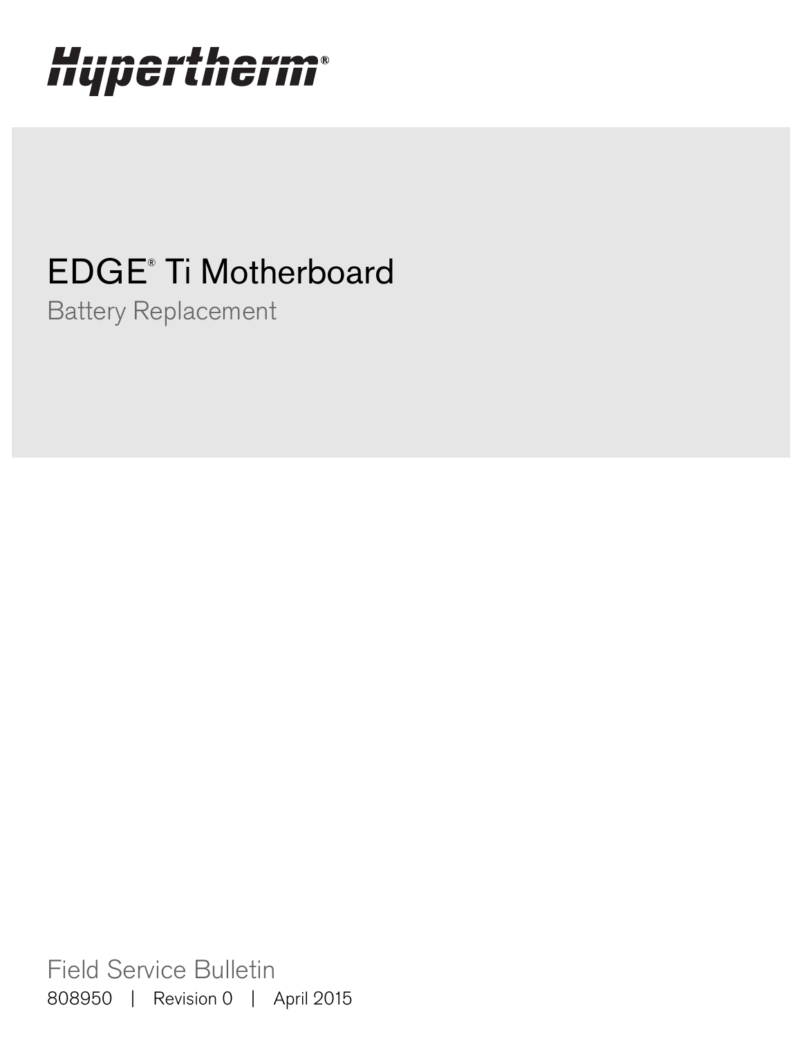Hypertherm®

# EDGE® Ti Motherboard

## Battery Replacement

Field Service Bulletin

808950 | Revision 0 | April 2015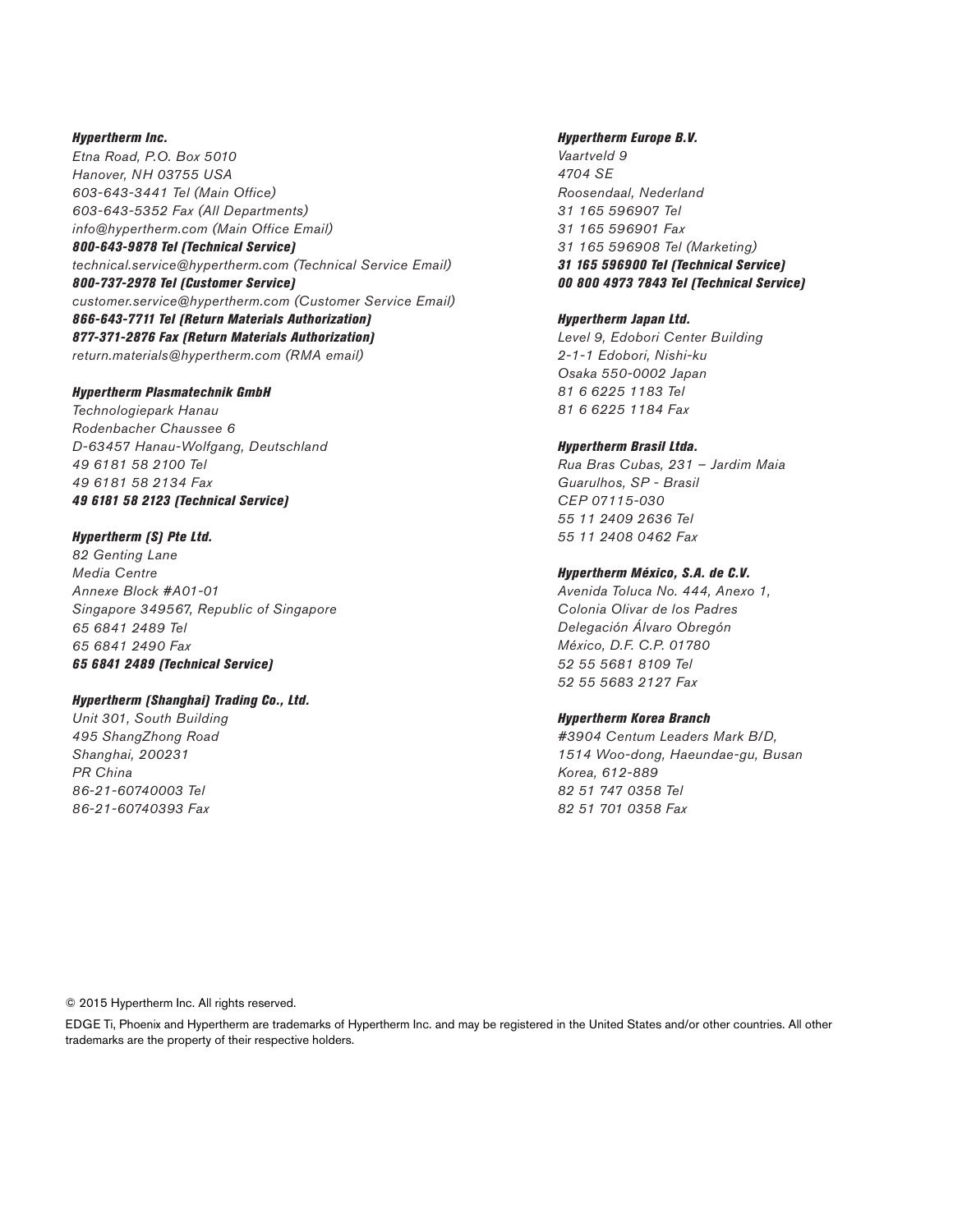***Hypertherm Inc.***
*Etna Road, P.O. Box 5010*
*Hanover, NH 03755 USA*
*603-643-3441 Tel (Main Office)*
*603-643-5352 Fax (All Departments)*
*info@hypertherm.com (Main Office Email)*
***800-643-9878 Tel (Technical Service)***
*technical.service@hypertherm.com (Technical Service Email)*
***800-737-2978 Tel (Customer Service)***
*customer.service@hypertherm.com (Customer Service Email)*
***866-643-7711 Tel (Return Materials Authorization)***
***877-371-2876 Fax (Return Materials Authorization)***
*return.materials@hypertherm.com (RMA email)*

***Hypertherm Plasmatechnik GmbH***
*Technologiepark Hanau*
*Rodenbacher Chaussee 6*
*D-63457 Hanau-Wolfgang, Deutschland*
*49 6181 58 2100 Tel*
*49 6181 58 2134 Fax*
***49 6181 58 2123 (Technical Service)***

***Hypertherm (S) Pte Ltd.***
*82 Genting Lane*
*Media Centre*
*Annexe Block #A01-01*
*Singapore 349567, Republic of Singapore*
*65 6841 2489 Tel*
*65 6841 2490 Fax*
***65 6841 2489 (Technical Service)***

***Hypertherm (Shanghai) Trading Co., Ltd.***
*Unit 301, South Building*
*495 ShangZhong Road*
*Shanghai, 200231*
*PR China*
*86-21-60740003 Tel*
*86-21-60740393 Fax*

***Hypertherm Europe B.V.***
*Vaartveld 9*
*4704 SE*
*Roosendaal, Nederland*
*31 165 596907 Tel*
*31 165 596901 Fax*
*31 165 596908 Tel (Marketing)*
***31 165 596900 Tel (Technical Service)***
***00 800 4973 7843 Tel (Technical Service)***

***Hypertherm Japan Ltd.***
*Level 9, Edobori Center Building*
*2-1-1 Edobori, Nishi-ku*
*Osaka 550-0002 Japan*
*81 6 6225 1183 Tel*
*81 6 6225 1184 Fax*

***Hypertherm Brasil Ltda.***
*Rua Bras Cubas, 231 – Jardim Maia*
*Guarulhos, SP - Brasil*
*CEP 07115-030*
*55 11 2409 2636 Tel*
*55 11 2408 0462 Fax*

***Hypertherm México, S.A. de C.V.***
*Avenida Toluca No. 444, Anexo 1,*
*Colonia Olivar de los Padres*
*Delegación Álvaro Obregón*
*México, D.F. C.P. 01780*
*52 55 5681 8109 Tel*
*52 55 5683 2127 Fax*

***Hypertherm Korea Branch***
*#3904 Centum Leaders Mark B/D,*
*1514 Woo-dong, Haeundae-gu, Busan*
*Korea, 612-889*
*82 51 747 0358 Tel*
*82 51 701 0358 Fax*

© 2015 Hypertherm Inc. All rights reserved.

EDGE Ti, Phoenix and Hypertherm are trademarks of Hypertherm Inc. and may be registered in the United States and/or other countries. All other trademarks are the property of their respective holders.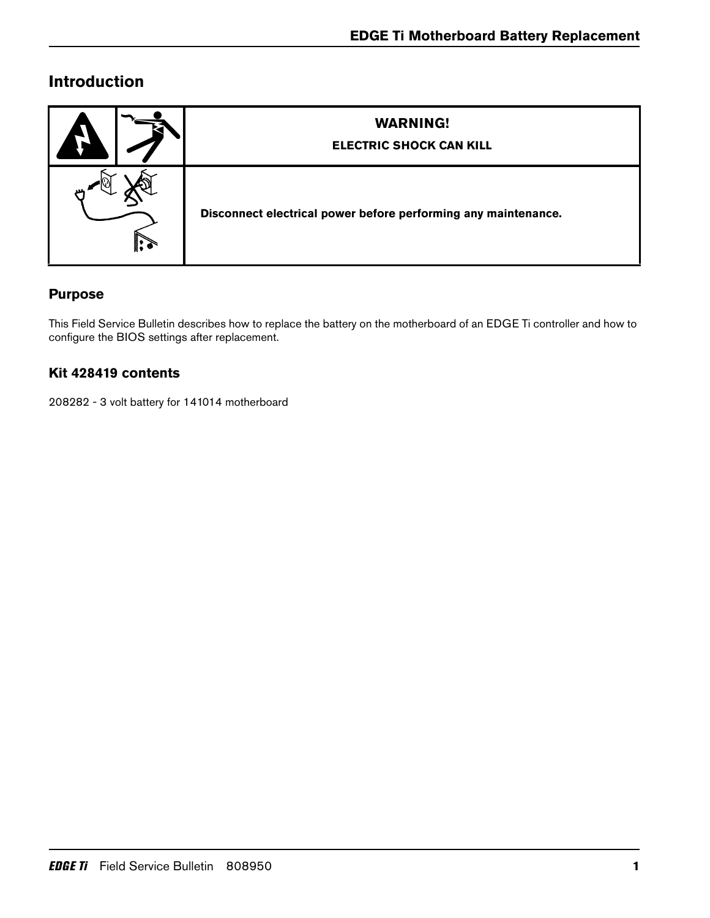## Introduction

| | WARNING!<br>ELECTRIC SHOCK CAN KILL |
|---|---|
| | Disconnect electrical power before performing any maintenance. |

### Purpose

This Field Service Bulletin describes how to replace the battery on the motherboard of an EDGE Ti controller and how to configure the BIOS settings after replacement.

### Kit 428419 contents

208282 - 3 volt battery for 141014 motherboard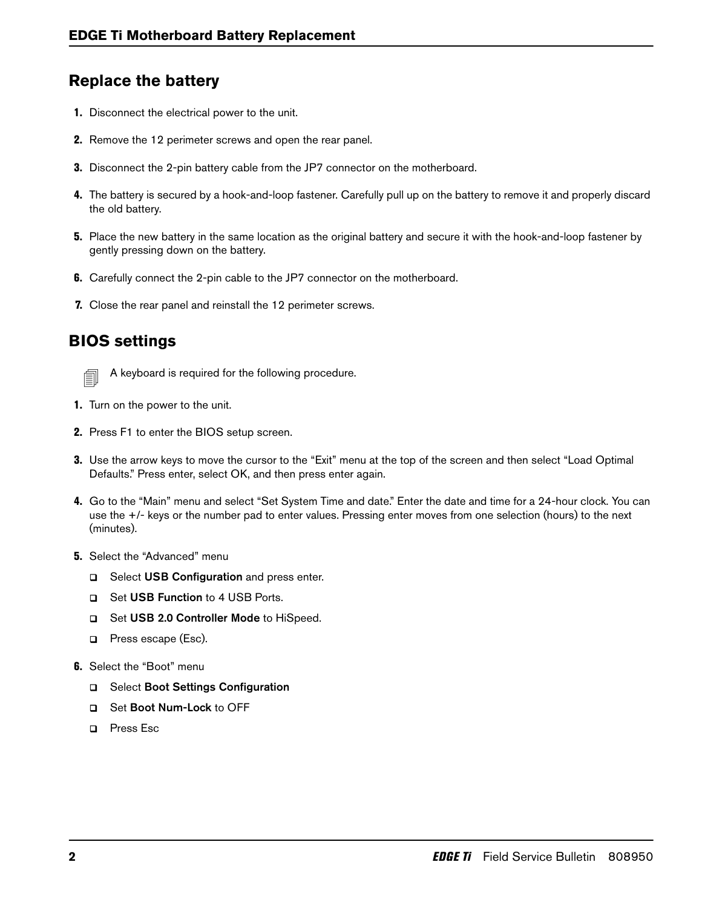## Replace the battery

1. Disconnect the electrical power to the unit.
2. Remove the 12 perimeter screws and open the rear panel.
3. Disconnect the 2-pin battery cable from the JP7 connector on the motherboard.
4. The battery is secured by a hook-and-loop fastener. Carefully pull up on the battery to remove it and properly discard the old battery.
5. Place the new battery in the same location as the original battery and secure it with the hook-and-loop fastener by gently pressing down on the battery.
6. Carefully connect the 2-pin cable to the JP7 connector on the motherboard.
7. Close the rear panel and reinstall the 12 perimeter screws.

## BIOS settings

A keyboard is required for the following procedure.

1. Turn on the power to the unit.
2. Press F1 to enter the BIOS setup screen.
3. Use the arrow keys to move the cursor to the "Exit" menu at the top of the screen and then select "Load Optimal Defaults." Press enter, select OK, and then press enter again.
4. Go to the "Main" menu and select "Set System Time and date." Enter the date and time for a 24-hour clock. You can use the +/- keys or the number pad to enter values. Pressing enter moves from one selection (hours) to the next (minutes).
5. Select the "Advanced" menu
   - Select **USB Configuration** and press enter.
   - Set **USB Function** to 4 USB Ports.
   - Set **USB 2.0 Controller Mode** to HiSpeed.
   - Press escape (Esc).
6. Select the "Boot" menu
   - Select **Boot Settings Configuration**
   - Set **Boot Num-Lock** to OFF
   - Press Esc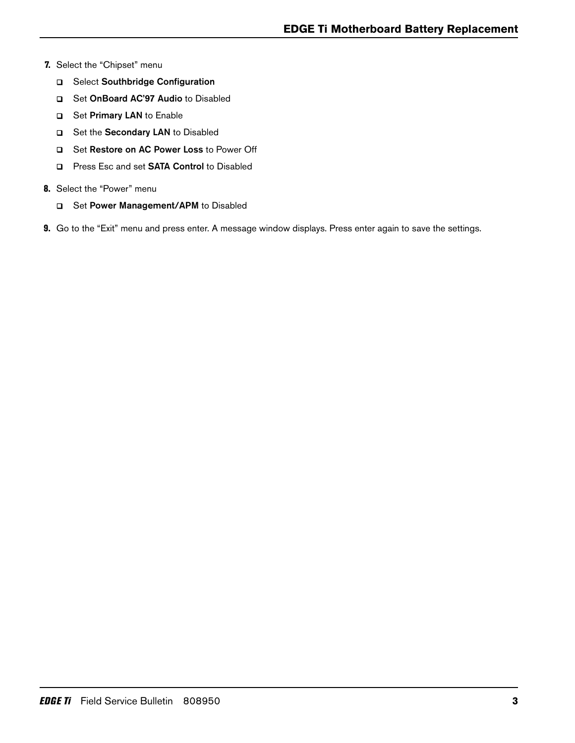7. Select the “Chipset” menu
   - Select **Southbridge Configuration**
   - Set **OnBoard AC’97 Audio** to Disabled
   - Set **Primary LAN** to Enable
   - Set the **Secondary LAN** to Disabled
   - Set **Restore on AC Power Loss** to Power Off
   - Press Esc and set **SATA Control** to Disabled
8. Select the “Power” menu
   - Set **Power Management/APM** to Disabled
9. Go to the “Exit” menu and press enter. A message window displays. Press enter again to save the settings.